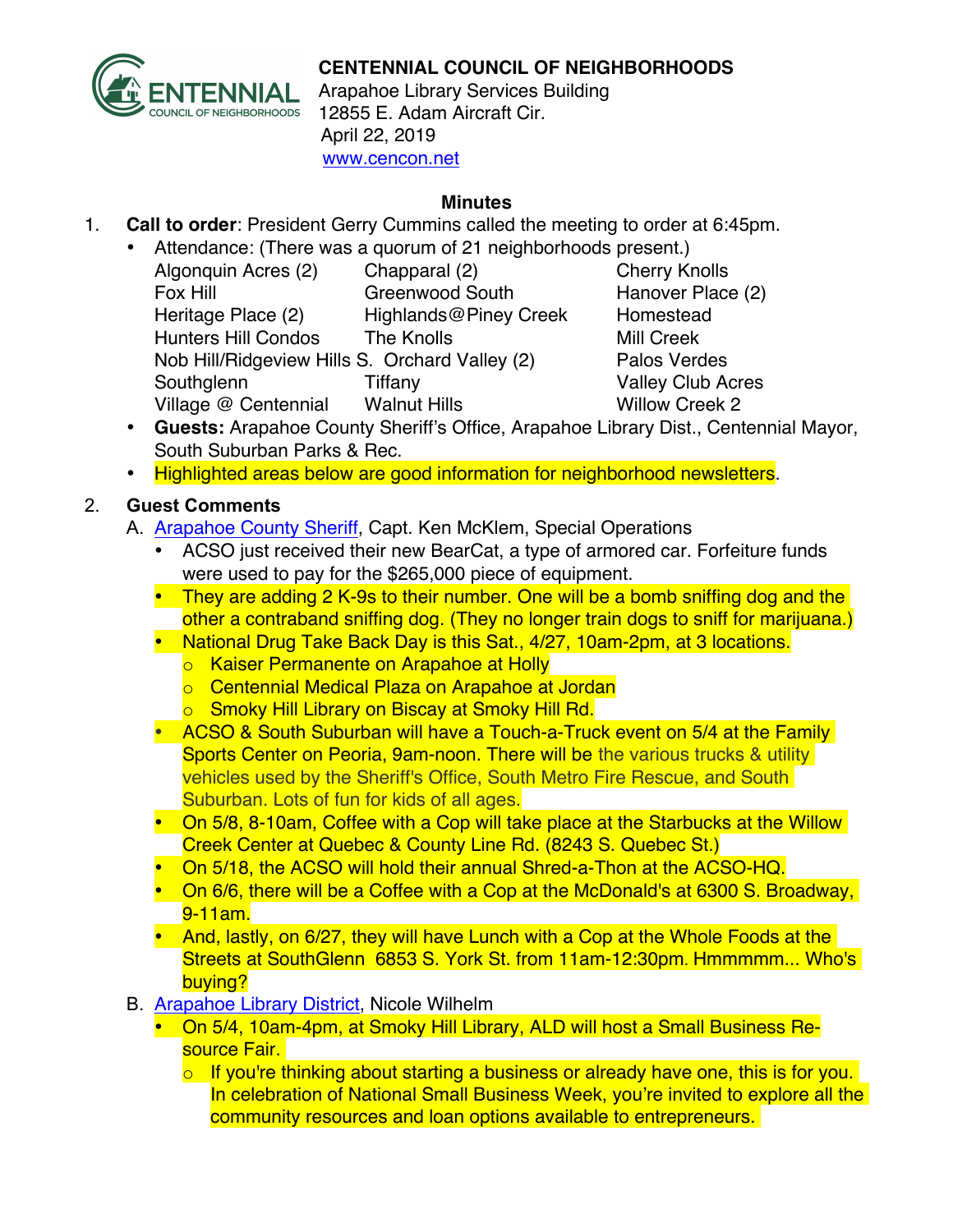# CENTENNIAL COUNCIL OF NEIGHBORHOODS

Arapahoe Library Services Building
12855 E. Adam Aircraft Cir.
April 22, 2019
[www.cencon.net](http://www.cencon.net)

## Minutes

1. **Call to order**: President Gerry Cummins called the meeting to order at 6:45pm.
   - Attendance: (There was a quorum of 21 neighborhoods present.)

     | | | |
     |---|---|---|
     | Algonquin Acres (2) | Chapparal (2) | Cherry Knolls |
     | Fox Hill | Greenwood South | Hanover Place (2) |
     | Heritage Place (2) | Highlands@Piney Creek | Homestead |
     | Hunters Hill Condos | The Knolls | Mill Creek |
     | Nob Hill/Ridgeview Hills S. | Orchard Valley (2) | Palos Verdes |
     | Southglenn | Tiffany | Valley Club Acres |
     | Village @ Centennial | Walnut Hills | Willow Creek 2 |

   - **Guests:** Arapahoe County Sheriff's Office, Arapahoe Library Dist., Centennial Mayor, South Suburban Parks & Rec.
   - Highlighted areas below are good information for neighborhood newsletters.

2. **Guest Comments**

   A. Arapahoe County Sheriff, Capt. Ken McKlem, Special Operations
   - ACSO just received their new BearCat, a type of armored car. Forfeiture funds were used to pay for the $265,000 piece of equipment.
   - They are adding 2 K-9s to their number. One will be a bomb sniffing dog and the other a contraband sniffing dog. (They no longer train dogs to sniff for marijuana.)
   - National Drug Take Back Day is this Sat., 4/27, 10am-2pm, at 3 locations.
     - Kaiser Permanente on Arapahoe at Holly
     - Centennial Medical Plaza on Arapahoe at Jordan
     - Smoky Hill Library on Biscay at Smoky Hill Rd.
   - ACSO & South Suburban will have a Touch-a-Truck event on 5/4 at the Family Sports Center on Peoria, 9am-noon. There will be the various trucks & utility vehicles used by the Sheriff's Office, South Metro Fire Rescue, and South Suburban. Lots of fun for kids of all ages.
   - On 5/8, 8-10am, Coffee with a Cop will take place at the Starbucks at the Willow Creek Center at Quebec & County Line Rd. (8243 S. Quebec St.)
   - On 5/18, the ACSO will hold their annual Shred-a-Thon at the ACSO-HQ.
   - On 6/6, there will be a Coffee with a Cop at the McDonald's at 6300 S. Broadway, 9-11am.
   - And, lastly, on 6/27, they will have Lunch with a Cop at the Whole Foods at the Streets at SouthGlenn 6853 S. York St. from 11am-12:30pm. Hmmmmm... Who's buying?

   B. Arapahoe Library District, Nicole Wilhelm
   - On 5/4, 10am-4pm, at Smoky Hill Library, ALD will host a Small Business Resource Fair.
     - If you're thinking about starting a business or already have one, this is for you. In celebration of National Small Business Week, you're invited to explore all the community resources and loan options available to entrepreneurs.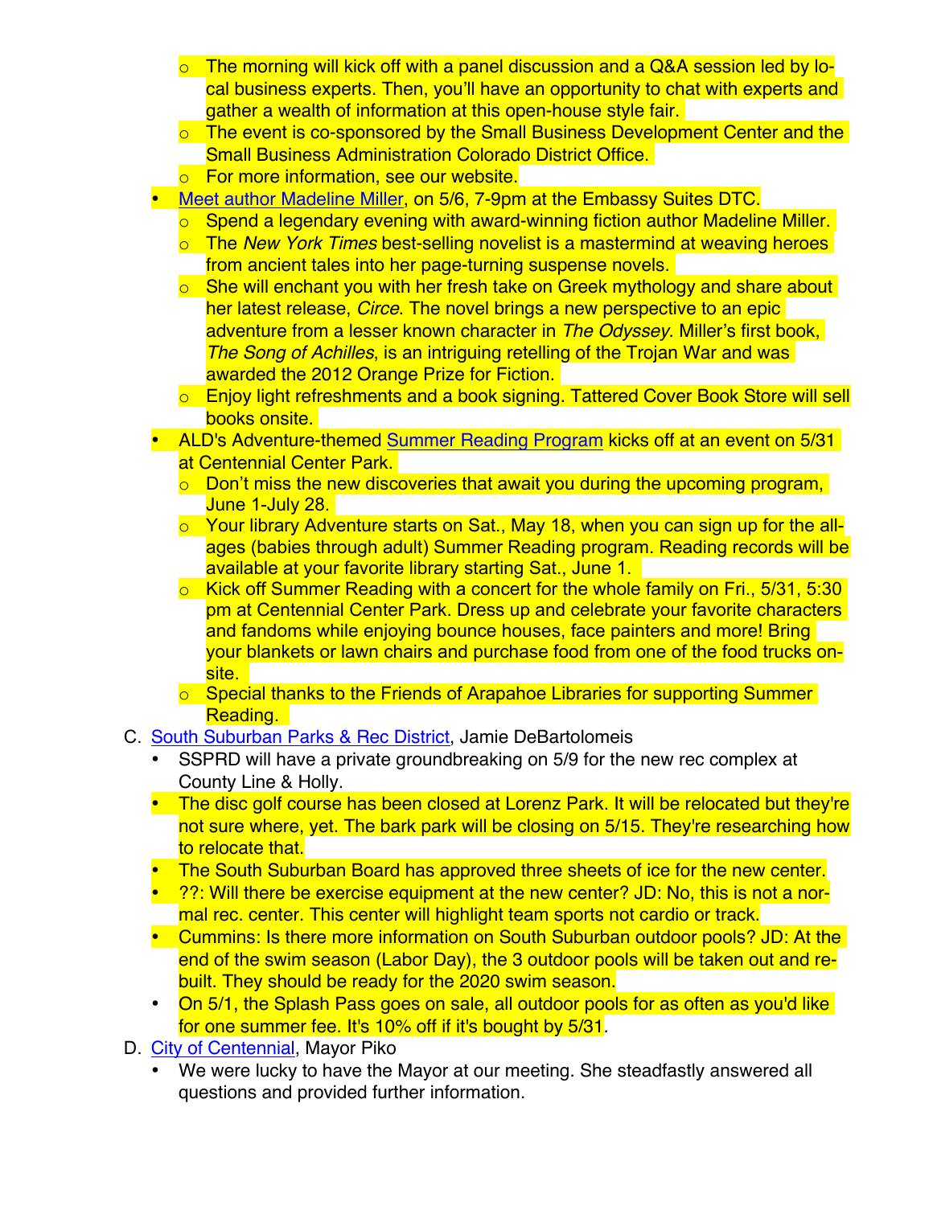- The morning will kick off with a panel discussion and a Q&A session led by local business experts. Then, you'll have an opportunity to chat with experts and gather a wealth of information at this open-house style fair.
    - The event is co-sponsored by the Small Business Development Center and the Small Business Administration Colorado District Office.
    - For more information, see our website.
  - Meet author Madeline Miller, on 5/6, 7-9pm at the Embassy Suites DTC.
    - Spend a legendary evening with award-winning fiction author Madeline Miller.
    - The *New York Times* best-selling novelist is a mastermind at weaving heroes from ancient tales into her page-turning suspense novels.
    - She will enchant you with her fresh take on Greek mythology and share about her latest release, *Circe*. The novel brings a new perspective to an epic adventure from a lesser known character in *The Odyssey*. Miller's first book, *The Song of Achilles*, is an intriguing retelling of the Trojan War and was awarded the 2012 Orange Prize for Fiction.
    - Enjoy light refreshments and a book signing. Tattered Cover Book Store will sell books onsite.
  - ALD's Adventure-themed Summer Reading Program kicks off at an event on 5/31 at Centennial Center Park.
    - Don't miss the new discoveries that await you during the upcoming program, June 1-July 28.
    - Your library Adventure starts on Sat., May 18, when you can sign up for the all-ages (babies through adult) Summer Reading program. Reading records will be available at your favorite library starting Sat., June 1.
    - Kick off Summer Reading with a concert for the whole family on Fri., 5/31, 5:30 pm at Centennial Center Park. Dress up and celebrate your favorite characters and fandoms while enjoying bounce houses, face painters and more! Bring your blankets or lawn chairs and purchase food from one of the food trucks on-site.
    - Special thanks to the Friends of Arapahoe Libraries for supporting Summer Reading.

C. South Suburban Parks & Rec District, Jamie DeBartolomeis
  - SSPRD will have a private groundbreaking on 5/9 for the new rec complex at County Line & Holly.
  - The disc golf course has been closed at Lorenz Park. It will be relocated but they're not sure where, yet. The bark park will be closing on 5/15. They're researching how to relocate that.
  - The South Suburban Board has approved three sheets of ice for the new center.
  - ??: Will there be exercise equipment at the new center? JD: No, this is not a normal rec. center. This center will highlight team sports not cardio or track.
  - Cummins: Is there more information on South Suburban outdoor pools? JD: At the end of the swim season (Labor Day), the 3 outdoor pools will be taken out and rebuilt. They should be ready for the 2020 swim season.
  - On 5/1, the Splash Pass goes on sale, all outdoor pools for as often as you'd like for one summer fee. It's 10% off if it's bought by 5/31.

D. City of Centennial, Mayor Piko
  - We were lucky to have the Mayor at our meeting. She steadfastly answered all questions and provided further information.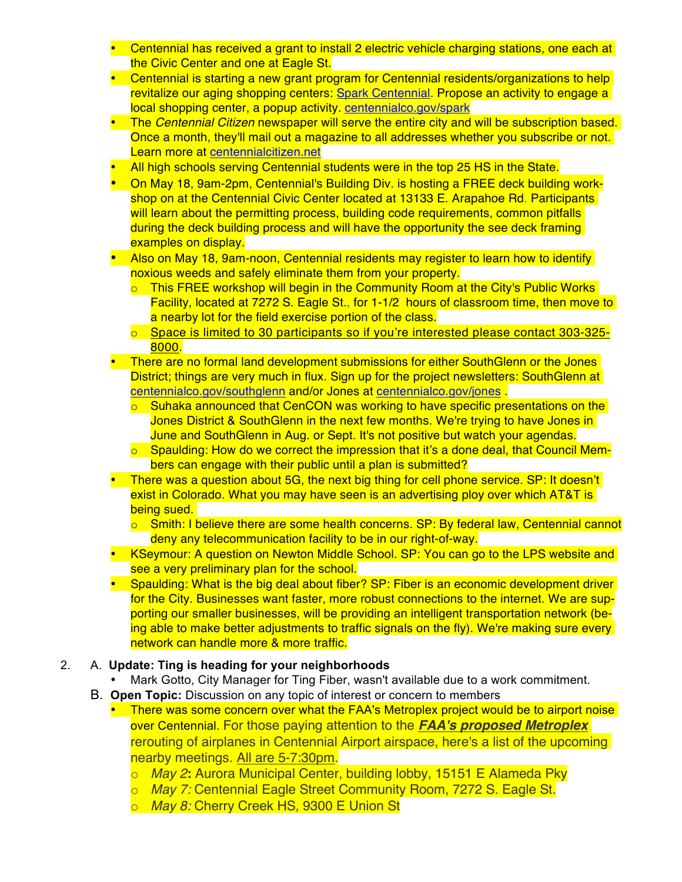- Centennial has received a grant to install 2 electric vehicle charging stations, one each at the Civic Center and one at Eagle St.
- Centennial is starting a new grant program for Centennial residents/organizations to help revitalize our aging shopping centers: Spark Centennial. Propose an activity to engage a local shopping center, a popup activity. centennialco.gov/spark
- The *Centennial Citizen* newspaper will serve the entire city and will be subscription based. Once a month, they'll mail out a magazine to all addresses whether you subscribe or not. Learn more at centennialcitizen.net
- All high schools serving Centennial students were in the top 25 HS in the State.
- On May 18, 9am-2pm, Centennial's Building Div. is hosting a FREE deck building workshop on at the Centennial Civic Center located at 13133 E. Arapahoe Rd. Participants will learn about the permitting process, building code requirements, common pitfalls during the deck building process and will have the opportunity the see deck framing examples on display.
- Also on May 18, 9am-noon, Centennial residents may register to learn how to identify noxious weeds and safely eliminate them from your property.
  - This FREE workshop will begin in the Community Room at the City's Public Works Facility, located at 7272 S. Eagle St., for 1-1/2 hours of classroom time, then move to a nearby lot for the field exercise portion of the class.
  - Space is limited to 30 participants so if you're interested please contact 303-325-8000.
- There are no formal land development submissions for either SouthGlenn or the Jones District; things are very much in flux. Sign up for the project newsletters: SouthGlenn at centennialco.gov/southglenn and/or Jones at centennialco.gov/jones .
  - Suhaka announced that CenCON was working to have specific presentations on the Jones District & SouthGlenn in the next few months. We're trying to have Jones in June and SouthGlenn in Aug. or Sept. It's not positive but watch your agendas.
  - Spaulding: How do we correct the impression that it's a done deal, that Council Members can engage with their public until a plan is submitted?
- There was a question about 5G, the next big thing for cell phone service. SP: It doesn't exist in Colorado. What you may have seen is an advertising ploy over which AT&T is being sued.
  - Smith: I believe there are some health concerns. SP: By federal law, Centennial cannot deny any telecommunication facility to be in our right-of-way.
- KSeymour: A question on Newton Middle School. SP: You can go to the LPS website and see a very preliminary plan for the school.
- Spaulding: What is the big deal about fiber? SP: Fiber is an economic development driver for the City. Businesses want faster, more robust connections to the internet. We are supporting our smaller businesses, will be providing an intelligent transportation network (being able to make better adjustments to traffic signals on the fly). We're making sure every network can handle more & more traffic.

2. A. **Update: Ting is heading for your neighborhoods**
   - Mark Gotto, City Manager for Ting Fiber, wasn't available due to a work commitment.

   B. **Open Topic:** Discussion on any topic of interest or concern to members
   - There was some concern over what the FAA's Metroplex project would be to airport noise over Centennial. For those paying attention to the ***FAA's proposed Metroplex*** rerouting of airplanes in Centennial Airport airspace, here's a list of the upcoming nearby meetings. All are 5-7:30pm.
     - *May 2***:** Aurora Municipal Center, building lobby, 15151 E Alameda Pky
     - *May 7:* Centennial Eagle Street Community Room, 7272 S. Eagle St.
     - *May 8:* Cherry Creek HS, 9300 E Union St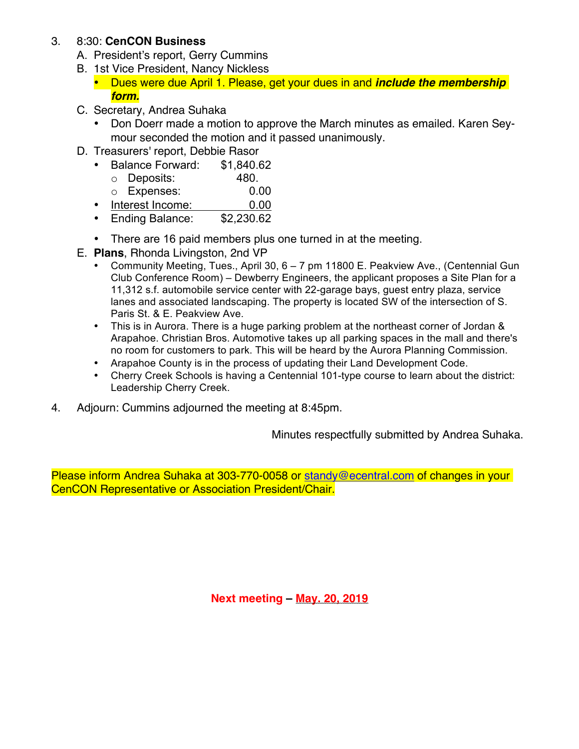3. 8:30: **CenCON Business**
   A. President's report, Gerry Cummins
   B. 1st Vice President, Nancy Nickless
      - Dues were due April 1. Please, get your dues in and ***include the membership form.***
   C. Secretary, Andrea Suhaka
      - Don Doerr made a motion to approve the March minutes as emailed. Karen Seymour seconded the motion and it passed unanimously.
   D. Treasurers' report, Debbie Rasor
      - Balance Forward: $1,840.62
        - Deposits: 480.
        - Expenses: 0.00
      - Interest Income: 0.00
      - Ending Balance: $2,230.62
      - There are 16 paid members plus one turned in at the meeting.
   E. **Plans**, Rhonda Livingston, 2nd VP
      - Community Meeting, Tues., April 30, 6 – 7 pm 11800 E. Peakview Ave., (Centennial Gun Club Conference Room) – Dewberry Engineers, the applicant proposes a Site Plan for a 11,312 s.f. automobile service center with 22-garage bays, guest entry plaza, service lanes and associated landscaping. The property is located SW of the intersection of S. Paris St. & E. Peakview Ave.
      - This is in Aurora. There is a huge parking problem at the northeast corner of Jordan & Arapahoe. Christian Bros. Automotive takes up all parking spaces in the mall and there's no room for customers to park. This will be heard by the Aurora Planning Commission.
      - Arapahoe County is in the process of updating their Land Development Code.
      - Cherry Creek Schools is having a Centennial 101-type course to learn about the district: Leadership Cherry Creek.

4. Adjourn: Cummins adjourned the meeting at 8:45pm.

Minutes respectfully submitted by Andrea Suhaka.

Please inform Andrea Suhaka at 303-770-0058 or standy@ecentral.com of changes in your CenCON Representative or Association President/Chair.

**Next meeting – May. 20, 2019**